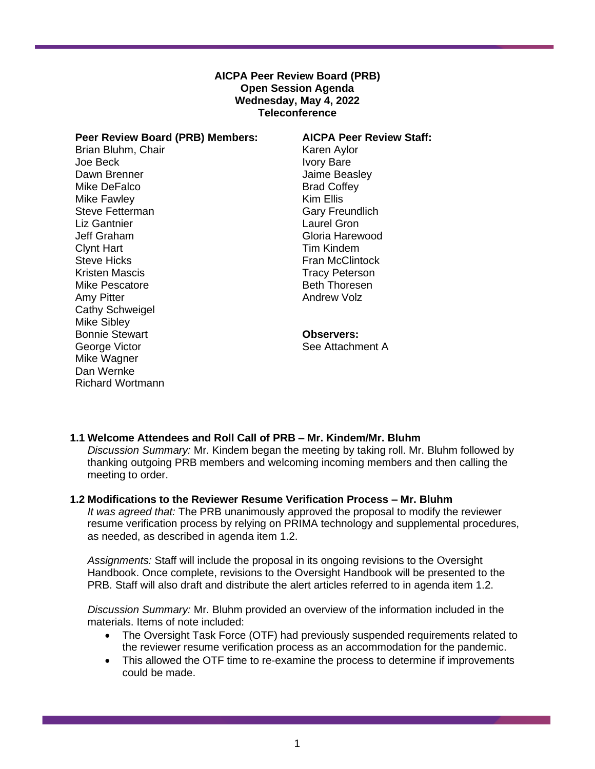**AICPA Peer Review Board (PRB)**
**Open Session Agenda**
**Wednesday, May 4, 2022**
**Teleconference**

**Peer Review Board (PRB) Members:**
Brian Bluhm, Chair
Joe Beck
Dawn Brenner
Mike DeFalco
Mike Fawley
Steve Fetterman
Liz Gantnier
Jeff Graham
Clynt Hart
Steve Hicks
Kristen Mascis
Mike Pescatore
Amy Pitter
Cathy Schweigel
Mike Sibley
Bonnie Stewart
George Victor
Mike Wagner
Dan Wernke
Richard Wortmann

**AICPA Peer Review Staff:**
Karen Aylor
Ivory Bare
Jaime Beasley
Brad Coffey
Kim Ellis
Gary Freundlich
Laurel Gron
Gloria Harewood
Tim Kindem
Fran McClintock
Tracy Peterson
Beth Thoresen
Andrew Volz

**Observers:**
See Attachment A

### 1.1 Welcome Attendees and Roll Call of PRB – Mr. Kindem/Mr. Bluhm

*Discussion Summary:* Mr. Kindem began the meeting by taking roll. Mr. Bluhm followed by thanking outgoing PRB members and welcoming incoming members and then calling the meeting to order.

### 1.2 Modifications to the Reviewer Resume Verification Process – Mr. Bluhm

*It was agreed that:* The PRB unanimously approved the proposal to modify the reviewer resume verification process by relying on PRIMA technology and supplemental procedures, as needed, as described in agenda item 1.2.

*Assignments:* Staff will include the proposal in its ongoing revisions to the Oversight Handbook. Once complete, revisions to the Oversight Handbook will be presented to the PRB. Staff will also draft and distribute the alert articles referred to in agenda item 1.2.

*Discussion Summary:* Mr. Bluhm provided an overview of the information included in the materials. Items of note included:

- The Oversight Task Force (OTF) had previously suspended requirements related to the reviewer resume verification process as an accommodation for the pandemic.
- This allowed the OTF time to re-examine the process to determine if improvements could be made.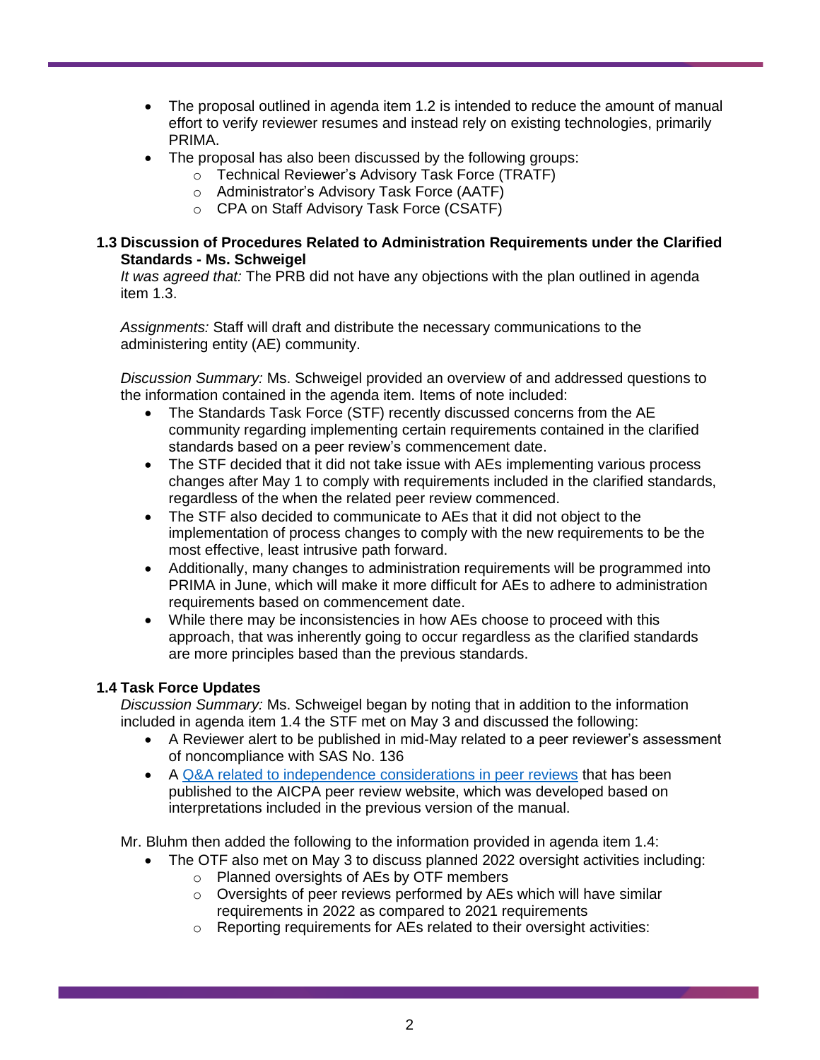- The proposal outlined in agenda item 1.2 is intended to reduce the amount of manual effort to verify reviewer resumes and instead rely on existing technologies, primarily PRIMA.
- The proposal has also been discussed by the following groups:
  - Technical Reviewer's Advisory Task Force (TRATF)
  - Administrator's Advisory Task Force (AATF)
  - CPA on Staff Advisory Task Force (CSATF)

**1.3 Discussion of Procedures Related to Administration Requirements under the Clarified Standards - Ms. Schweigel**

*It was agreed that:* The PRB did not have any objections with the plan outlined in agenda item 1.3.

*Assignments:* Staff will draft and distribute the necessary communications to the administering entity (AE) community.

*Discussion Summary:* Ms. Schweigel provided an overview of and addressed questions to the information contained in the agenda item. Items of note included:

- The Standards Task Force (STF) recently discussed concerns from the AE community regarding implementing certain requirements contained in the clarified standards based on a peer review's commencement date.
- The STF decided that it did not take issue with AEs implementing various process changes after May 1 to comply with requirements included in the clarified standards, regardless of the when the related peer review commenced.
- The STF also decided to communicate to AEs that it did not object to the implementation of process changes to comply with the new requirements to be the most effective, least intrusive path forward.
- Additionally, many changes to administration requirements will be programmed into PRIMA in June, which will make it more difficult for AEs to adhere to administration requirements based on commencement date.
- While there may be inconsistencies in how AEs choose to proceed with this approach, that was inherently going to occur regardless as the clarified standards are more principles based than the previous standards.

**1.4 Task Force Updates**

*Discussion Summary:* Ms. Schweigel began by noting that in addition to the information included in agenda item 1.4 the STF met on May 3 and discussed the following:

- A Reviewer alert to be published in mid-May related to a peer reviewer's assessment of noncompliance with SAS No. 136
- A Q&A related to independence considerations in peer reviews that has been published to the AICPA peer review website, which was developed based on interpretations included in the previous version of the manual.

Mr. Bluhm then added the following to the information provided in agenda item 1.4:

- The OTF also met on May 3 to discuss planned 2022 oversight activities including:
  - Planned oversights of AEs by OTF members
  - Oversights of peer reviews performed by AEs which will have similar requirements in 2022 as compared to 2021 requirements
  - Reporting requirements for AEs related to their oversight activities: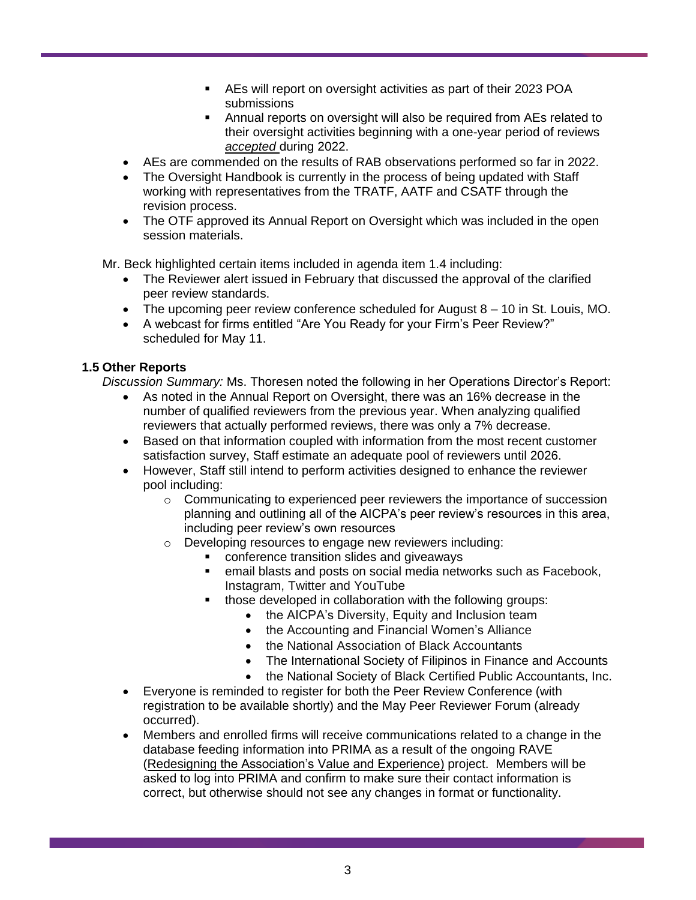- AEs will report on oversight activities as part of their 2023 POA submissions
        - Annual reports on oversight will also be required from AEs related to their oversight activities beginning with a one-year period of reviews *accepted* during 2022.
- AEs are commended on the results of RAB observations performed so far in 2022.
- The Oversight Handbook is currently in the process of being updated with Staff working with representatives from the TRATF, AATF and CSATF through the revision process.
- The OTF approved its Annual Report on Oversight which was included in the open session materials.

Mr. Beck highlighted certain items included in agenda item 1.4 including:

- The Reviewer alert issued in February that discussed the approval of the clarified peer review standards.
- The upcoming peer review conference scheduled for August 8 – 10 in St. Louis, MO.
- A webcast for firms entitled "Are You Ready for your Firm's Peer Review?" scheduled for May 11.

### 1.5 Other Reports

*Discussion Summary:* Ms. Thoresen noted the following in her Operations Director's Report:

- As noted in the Annual Report on Oversight, there was an 16% decrease in the number of qualified reviewers from the previous year. When analyzing qualified reviewers that actually performed reviews, there was only a 7% decrease.
- Based on that information coupled with information from the most recent customer satisfaction survey, Staff estimate an adequate pool of reviewers until 2026.
- However, Staff still intend to perform activities designed to enhance the reviewer pool including:
    - Communicating to experienced peer reviewers the importance of succession planning and outlining all of the AICPA's peer review's resources in this area, including peer review's own resources
    - Developing resources to engage new reviewers including:
        - conference transition slides and giveaways
        - email blasts and posts on social media networks such as Facebook, Instagram, Twitter and YouTube
        - those developed in collaboration with the following groups:
            - the AICPA's Diversity, Equity and Inclusion team
            - the Accounting and Financial Women's Alliance
            - the National Association of Black Accountants
            - The International Society of Filipinos in Finance and Accounts
            - the National Society of Black Certified Public Accountants, Inc.
- Everyone is reminded to register for both the Peer Review Conference (with registration to be available shortly) and the May Peer Reviewer Forum (already occurred).
- Members and enrolled firms will receive communications related to a change in the database feeding information into PRIMA as a result of the ongoing RAVE (Redesigning the Association's Value and Experience) project. Members will be asked to log into PRIMA and confirm to make sure their contact information is correct, but otherwise should not see any changes in format or functionality.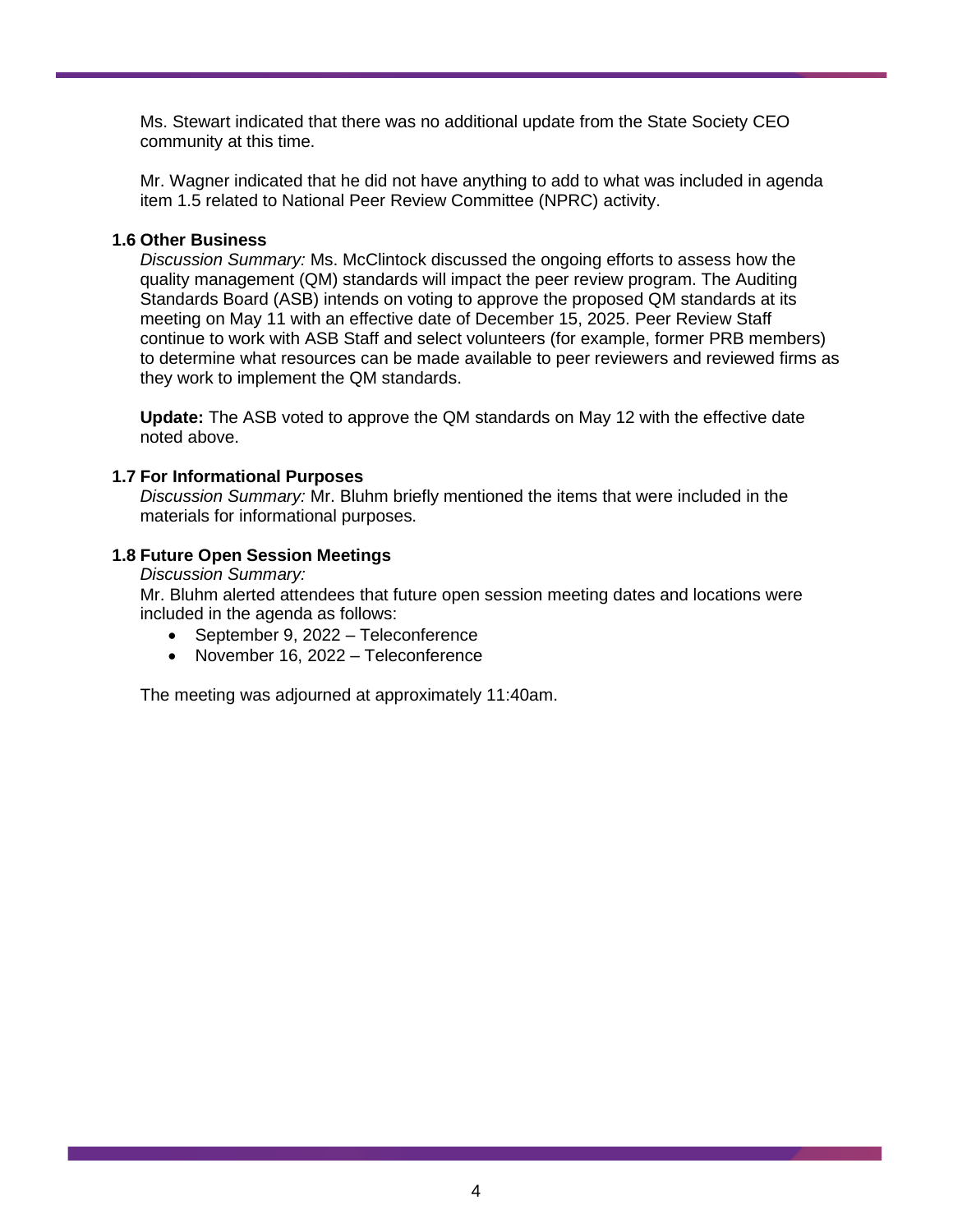Ms. Stewart indicated that there was no additional update from the State Society CEO community at this time.

Mr. Wagner indicated that he did not have anything to add to what was included in agenda item 1.5 related to National Peer Review Committee (NPRC) activity.

**1.6 Other Business**

*Discussion Summary:* Ms. McClintock discussed the ongoing efforts to assess how the quality management (QM) standards will impact the peer review program. The Auditing Standards Board (ASB) intends on voting to approve the proposed QM standards at its meeting on May 11 with an effective date of December 15, 2025. Peer Review Staff continue to work with ASB Staff and select volunteers (for example, former PRB members) to determine what resources can be made available to peer reviewers and reviewed firms as they work to implement the QM standards.

**Update:** The ASB voted to approve the QM standards on May 12 with the effective date noted above.

**1.7 For Informational Purposes**

*Discussion Summary:* Mr. Bluhm briefly mentioned the items that were included in the materials for informational purposes.

**1.8 Future Open Session Meetings**

*Discussion Summary:*

Mr. Bluhm alerted attendees that future open session meeting dates and locations were included in the agenda as follows:

- September 9, 2022 – Teleconference
- November 16, 2022 – Teleconference

The meeting was adjourned at approximately 11:40am.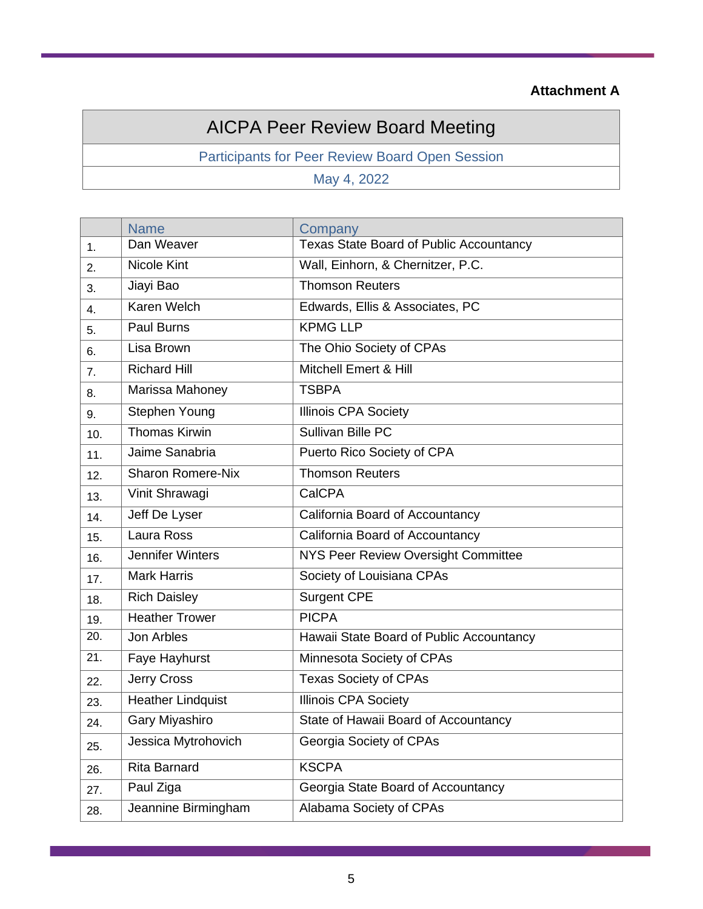**Attachment A**

# AICPA Peer Review Board Meeting

## Participants for Peer Review Board Open Session

## May 4, 2022

| | Name | Company |
|---|---|---|
| 1. | Dan Weaver | Texas State Board of Public Accountancy |
| 2. | Nicole Kint | Wall, Einhorn, & Chernitzer, P.C. |
| 3. | Jiayi Bao | Thomson Reuters |
| 4. | Karen Welch | Edwards, Ellis & Associates, PC |
| 5. | Paul Burns | KPMG LLP |
| 6. | Lisa Brown | The Ohio Society of CPAs |
| 7. | Richard Hill | Mitchell Emert & Hill |
| 8. | Marissa Mahoney | TSBPA |
| 9. | Stephen Young | Illinois CPA Society |
| 10. | Thomas Kirwin | Sullivan Bille PC |
| 11. | Jaime Sanabria | Puerto Rico Society of CPA |
| 12. | Sharon Romere-Nix | Thomson Reuters |
| 13. | Vinit Shrawagi | CalCPA |
| 14. | Jeff De Lyser | California Board of Accountancy |
| 15. | Laura Ross | California Board of Accountancy |
| 16. | Jennifer Winters | NYS Peer Review Oversight Committee |
| 17. | Mark Harris | Society of Louisiana CPAs |
| 18. | Rich Daisley | Surgent CPE |
| 19. | Heather Trower | PICPA |
| 20. | Jon Arbles | Hawaii State Board of Public Accountancy |
| 21. | Faye Hayhurst | Minnesota Society of CPAs |
| 22. | Jerry Cross | Texas Society of CPAs |
| 23. | Heather Lindquist | Illinois CPA Society |
| 24. | Gary Miyashiro | State of Hawaii Board of Accountancy |
| 25. | Jessica Mytrohovich | Georgia Society of CPAs |
| 26. | Rita Barnard | KSCPA |
| 27. | Paul Ziga | Georgia State Board of Accountancy |
| 28. | Jeannine Birmingham | Alabama Society of CPAs |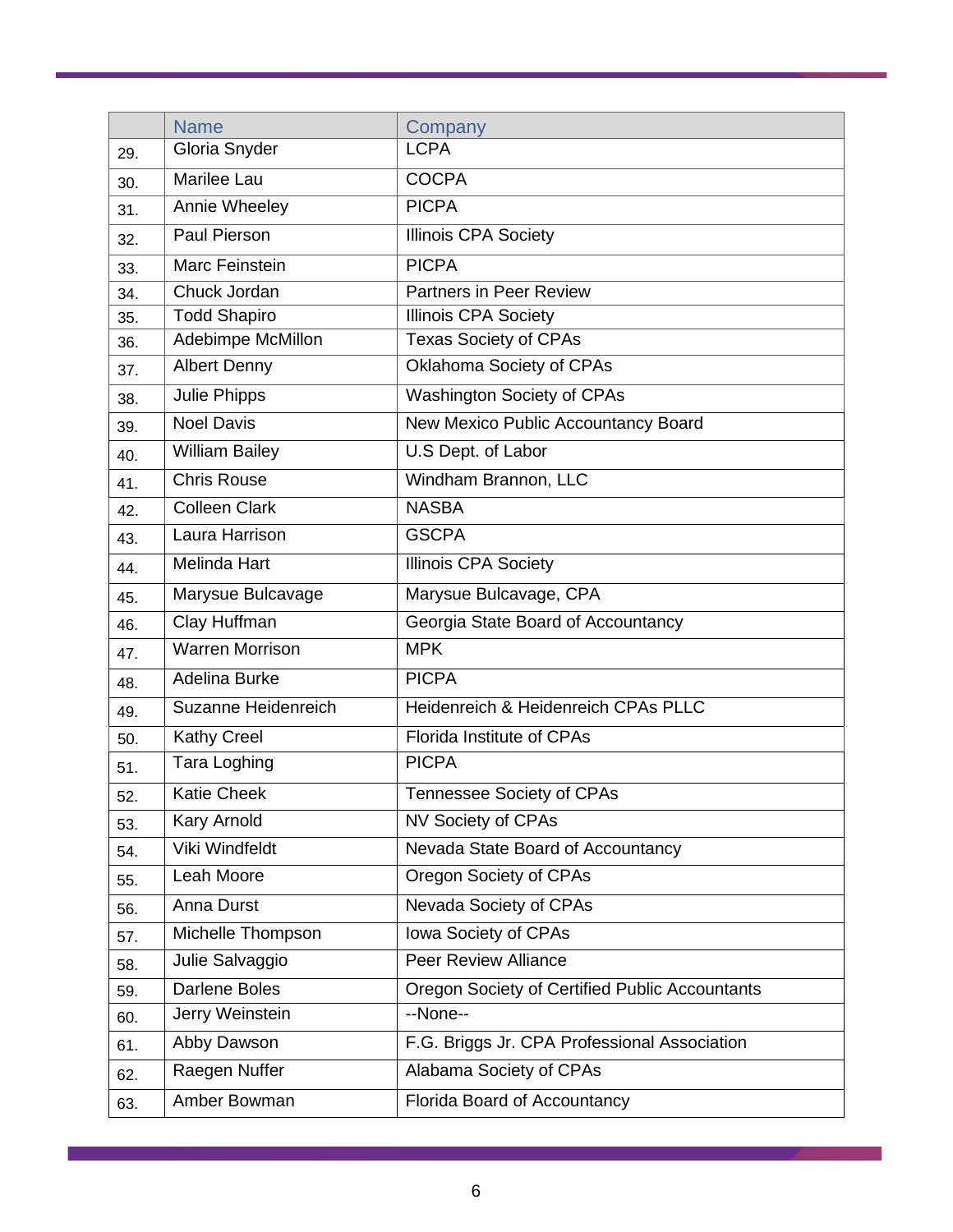|  | Name | Company |
|---|---|---|
| 29. | Gloria Snyder | LCPA |
| 30. | Marilee Lau | COCPA |
| 31. | Annie Wheeley | PICPA |
| 32. | Paul Pierson | Illinois CPA Society |
| 33. | Marc Feinstein | PICPA |
| 34. | Chuck Jordan | Partners in Peer Review |
| 35. | Todd Shapiro | Illinois CPA Society |
| 36. | Adebimpe McMillon | Texas Society of CPAs |
| 37. | Albert Denny | Oklahoma Society of CPAs |
| 38. | Julie Phipps | Washington Society of CPAs |
| 39. | Noel Davis | New Mexico Public Accountancy Board |
| 40. | William Bailey | U.S Dept. of Labor |
| 41. | Chris Rouse | Windham Brannon, LLC |
| 42. | Colleen Clark | NASBA |
| 43. | Laura Harrison | GSCPA |
| 44. | Melinda Hart | Illinois CPA Society |
| 45. | Marysue Bulcavage | Marysue Bulcavage, CPA |
| 46. | Clay Huffman | Georgia State Board of Accountancy |
| 47. | Warren Morrison | MPK |
| 48. | Adelina Burke | PICPA |
| 49. | Suzanne Heidenreich | Heidenreich & Heidenreich CPAs PLLC |
| 50. | Kathy Creel | Florida Institute of CPAs |
| 51. | Tara Loghing | PICPA |
| 52. | Katie Cheek | Tennessee Society of CPAs |
| 53. | Kary Arnold | NV Society of CPAs |
| 54. | Viki Windfeldt | Nevada State Board of Accountancy |
| 55. | Leah Moore | Oregon Society of CPAs |
| 56. | Anna Durst | Nevada Society of CPAs |
| 57. | Michelle Thompson | Iowa Society of CPAs |
| 58. | Julie Salvaggio | Peer Review Alliance |
| 59. | Darlene Boles | Oregon Society of Certified Public Accountants |
| 60. | Jerry Weinstein | --None-- |
| 61. | Abby Dawson | F.G. Briggs Jr. CPA Professional Association |
| 62. | Raegen Nuffer | Alabama Society of CPAs |
| 63. | Amber Bowman | Florida Board of Accountancy |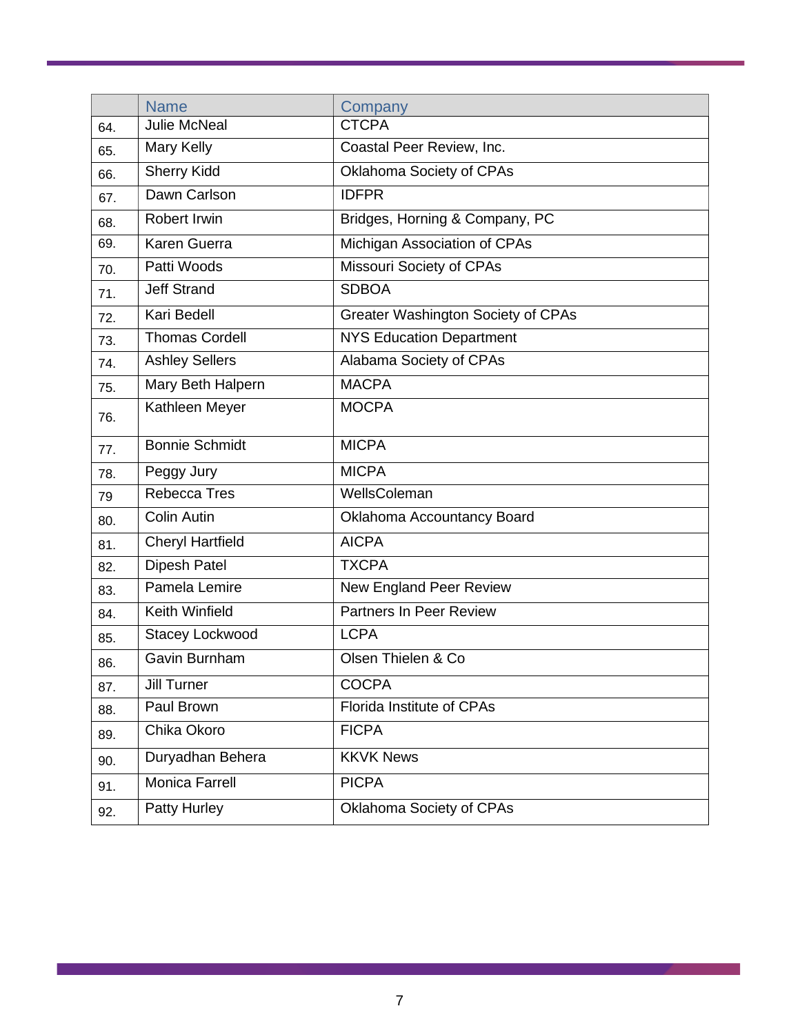| | Name | Company |
|---|---|---|
| 64. | Julie McNeal | CTCPA |
| 65. | Mary Kelly | Coastal Peer Review, Inc. |
| 66. | Sherry Kidd | Oklahoma Society of CPAs |
| 67. | Dawn Carlson | IDFPR |
| 68. | Robert Irwin | Bridges, Horning & Company, PC |
| 69. | Karen Guerra | Michigan Association of CPAs |
| 70. | Patti Woods | Missouri Society of CPAs |
| 71. | Jeff Strand | SDBOA |
| 72. | Kari Bedell | Greater Washington Society of CPAs |
| 73. | Thomas Cordell | NYS Education Department |
| 74. | Ashley Sellers | Alabama Society of CPAs |
| 75. | Mary Beth Halpern | MACPA |
| 76. | Kathleen Meyer | MOCPA |
| 77. | Bonnie Schmidt | MICPA |
| 78. | Peggy Jury | MICPA |
| 79 | Rebecca Tres | WellsColeman |
| 80. | Colin Autin | Oklahoma Accountancy Board |
| 81. | Cheryl Hartfield | AICPA |
| 82. | Dipesh Patel | TXCPA |
| 83. | Pamela Lemire | New England Peer Review |
| 84. | Keith Winfield | Partners In Peer Review |
| 85. | Stacey Lockwood | LCPA |
| 86. | Gavin Burnham | Olsen Thielen & Co |
| 87. | Jill Turner | COCPA |
| 88. | Paul Brown | Florida Institute of CPAs |
| 89. | Chika Okoro | FICPA |
| 90. | Duryadhan Behera | KKVK News |
| 91. | Monica Farrell | PICPA |
| 92. | Patty Hurley | Oklahoma Society of CPAs |